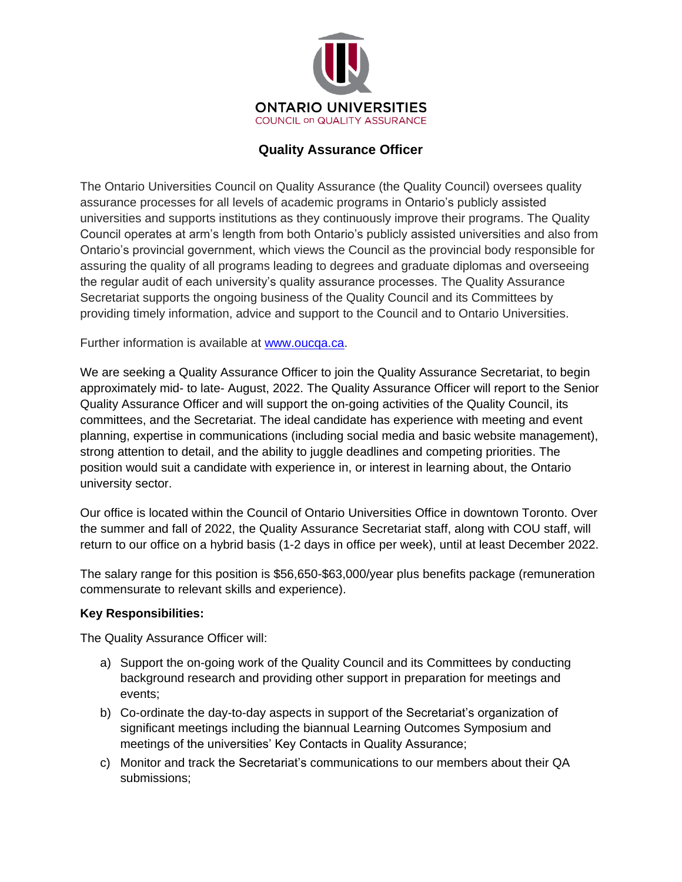ONTARIO UNIVERSITIES
COUNCIL on QUALITY ASSURANCE

# Quality Assurance Officer

The Ontario Universities Council on Quality Assurance (the Quality Council) oversees quality assurance processes for all levels of academic programs in Ontario's publicly assisted universities and supports institutions as they continuously improve their programs. The Quality Council operates at arm's length from both Ontario's publicly assisted universities and also from Ontario's provincial government, which views the Council as the provincial body responsible for assuring the quality of all programs leading to degrees and graduate diplomas and overseeing the regular audit of each university's quality assurance processes. The Quality Assurance Secretariat supports the ongoing business of the Quality Council and its Committees by providing timely information, advice and support to the Council and to Ontario Universities.

Further information is available at [www.oucqa.ca](http://www.oucqa.ca).

We are seeking a Quality Assurance Officer to join the Quality Assurance Secretariat, to begin approximately mid- to late- August, 2022. The Quality Assurance Officer will report to the Senior Quality Assurance Officer and will support the on-going activities of the Quality Council, its committees, and the Secretariat. The ideal candidate has experience with meeting and event planning, expertise in communications (including social media and basic website management), strong attention to detail, and the ability to juggle deadlines and competing priorities. The position would suit a candidate with experience in, or interest in learning about, the Ontario university sector.

Our office is located within the Council of Ontario Universities Office in downtown Toronto. Over the summer and fall of 2022, the Quality Assurance Secretariat staff, along with COU staff, will return to our office on a hybrid basis (1-2 days in office per week), until at least December 2022.

The salary range for this position is $56,650-$63,000/year plus benefits package (remuneration commensurate to relevant skills and experience).

**Key Responsibilities:**

The Quality Assurance Officer will:

a) Support the on-going work of the Quality Council and its Committees by conducting background research and providing other support in preparation for meetings and events;

b) Co-ordinate the day-to-day aspects in support of the Secretariat's organization of significant meetings including the biannual Learning Outcomes Symposium and meetings of the universities' Key Contacts in Quality Assurance;

c) Monitor and track the Secretariat's communications to our members about their QA submissions;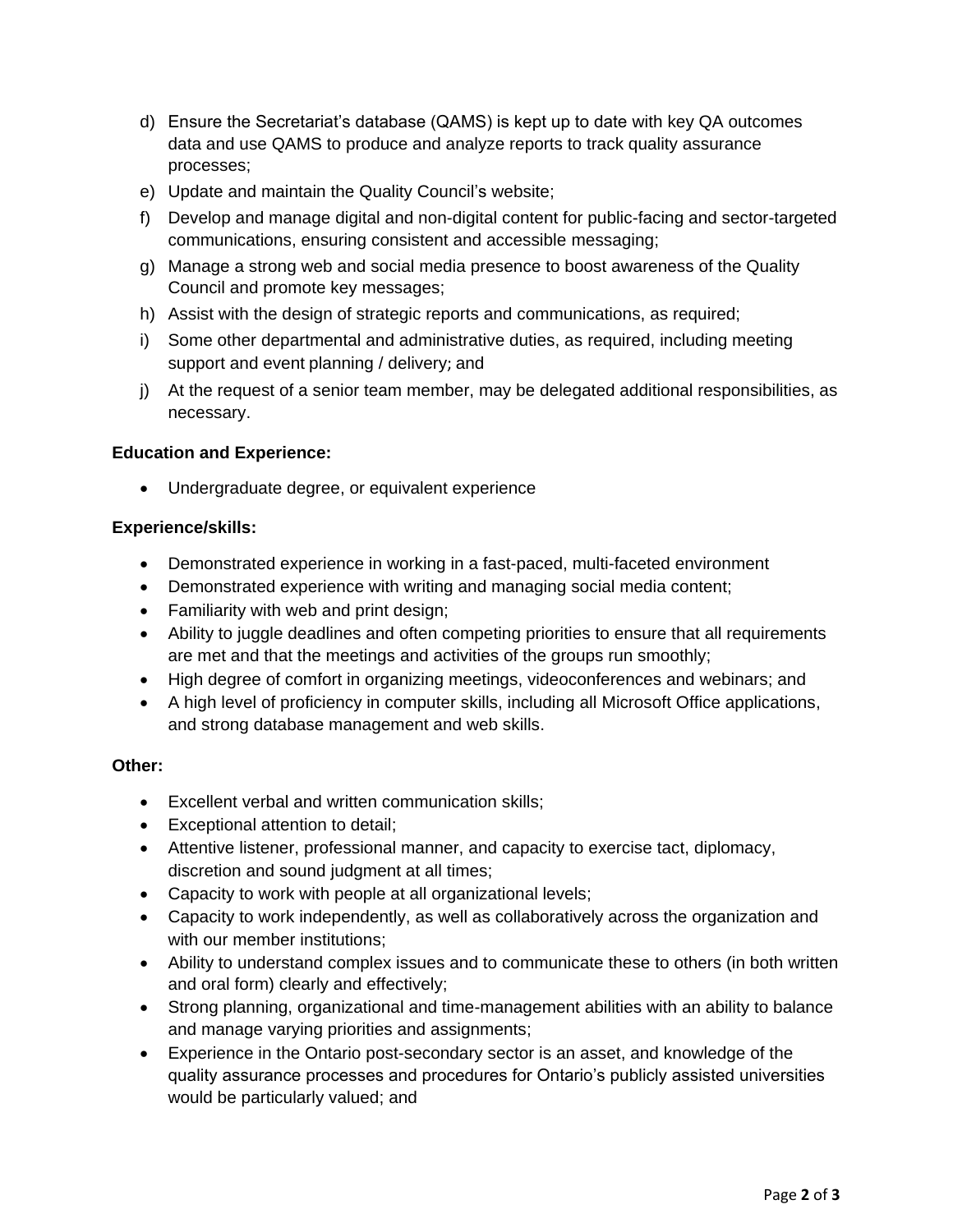d) Ensure the Secretariat's database (QAMS) is kept up to date with key QA outcomes data and use QAMS to produce and analyze reports to track quality assurance processes;
e) Update and maintain the Quality Council's website;
f) Develop and manage digital and non-digital content for public-facing and sector-targeted communications, ensuring consistent and accessible messaging;
g) Manage a strong web and social media presence to boost awareness of the Quality Council and promote key messages;
h) Assist with the design of strategic reports and communications, as required;
i) Some other departmental and administrative duties, as required, including meeting support and event planning / delivery; and
j) At the request of a senior team member, may be delegated additional responsibilities, as necessary.

**Education and Experience:**

- Undergraduate degree, or equivalent experience

**Experience/skills:**

- Demonstrated experience in working in a fast-paced, multi-faceted environment
- Demonstrated experience with writing and managing social media content;
- Familiarity with web and print design;
- Ability to juggle deadlines and often competing priorities to ensure that all requirements are met and that the meetings and activities of the groups run smoothly;
- High degree of comfort in organizing meetings, videoconferences and webinars; and
- A high level of proficiency in computer skills, including all Microsoft Office applications, and strong database management and web skills.

**Other:**

- Excellent verbal and written communication skills;
- Exceptional attention to detail;
- Attentive listener, professional manner, and capacity to exercise tact, diplomacy, discretion and sound judgment at all times;
- Capacity to work with people at all organizational levels;
- Capacity to work independently, as well as collaboratively across the organization and with our member institutions;
- Ability to understand complex issues and to communicate these to others (in both written and oral form) clearly and effectively;
- Strong planning, organizational and time-management abilities with an ability to balance and manage varying priorities and assignments;
- Experience in the Ontario post-secondary sector is an asset, and knowledge of the quality assurance processes and procedures for Ontario's publicly assisted universities would be particularly valued; and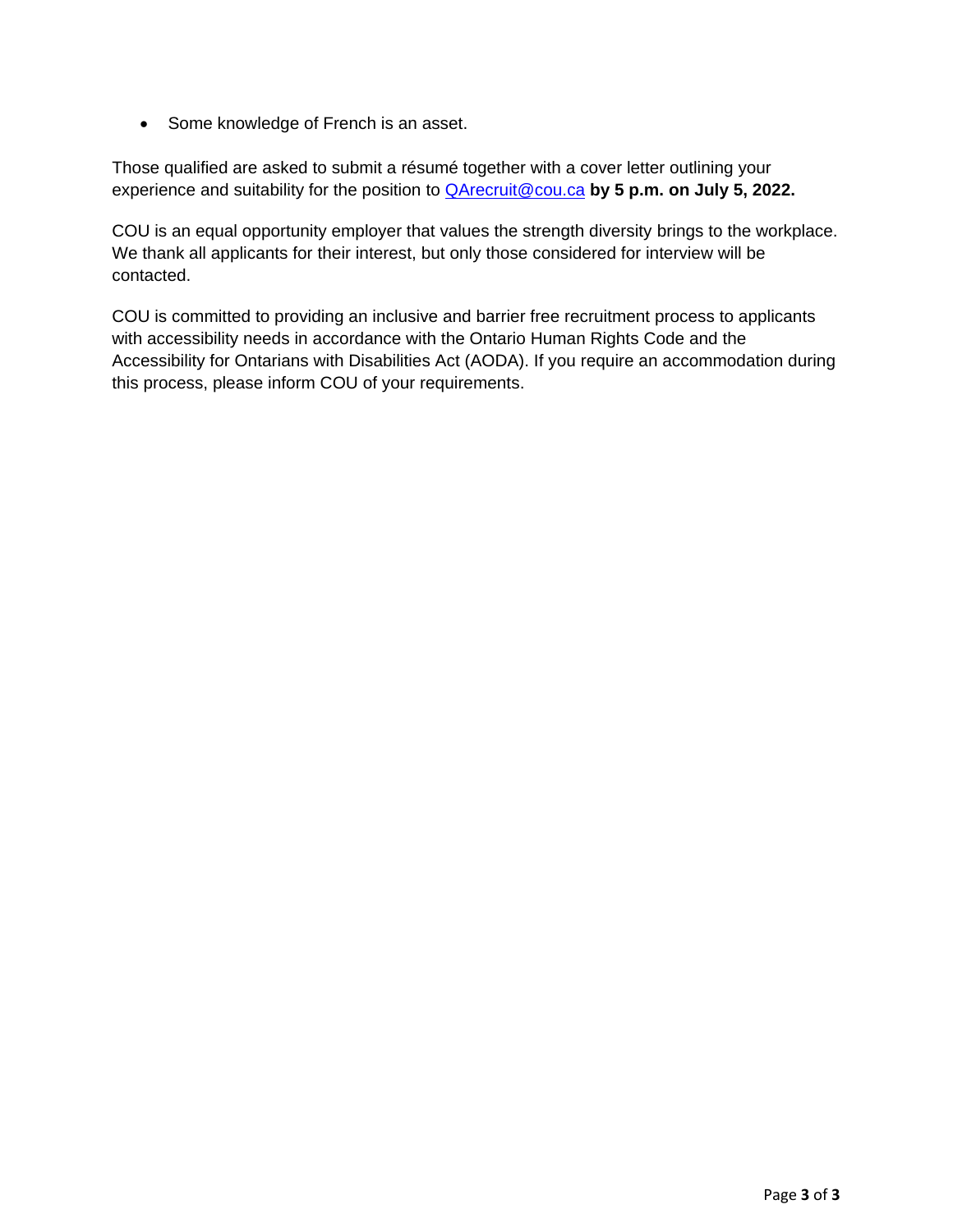- Some knowledge of French is an asset.

Those qualified are asked to submit a résumé together with a cover letter outlining your experience and suitability for the position to QArecruit@cou.ca **by 5 p.m. on July 5, 2022.**

COU is an equal opportunity employer that values the strength diversity brings to the workplace. We thank all applicants for their interest, but only those considered for interview will be contacted.

COU is committed to providing an inclusive and barrier free recruitment process to applicants with accessibility needs in accordance with the Ontario Human Rights Code and the Accessibility for Ontarians with Disabilities Act (AODA). If you require an accommodation during this process, please inform COU of your requirements.